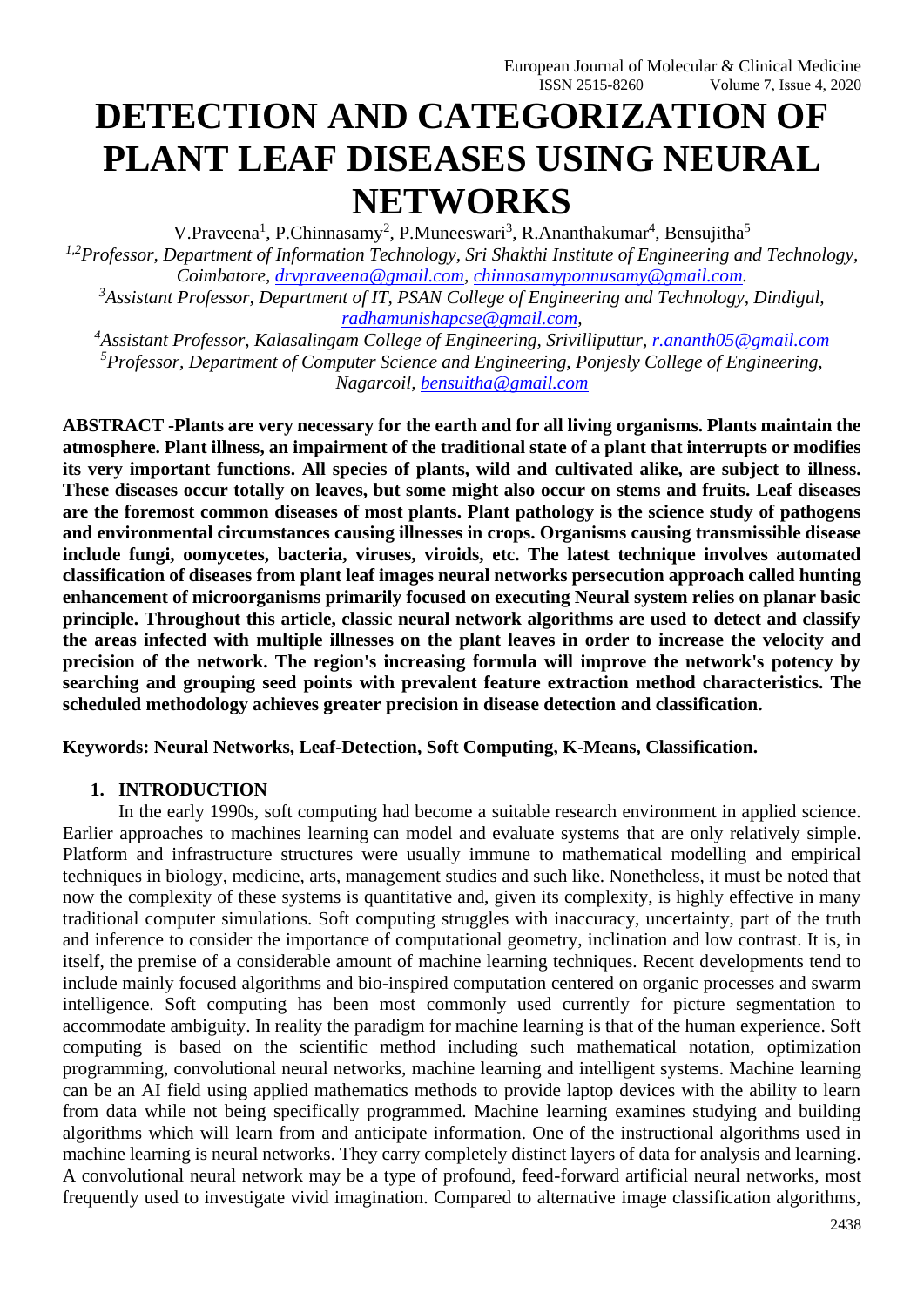# DETECTION AND CATEGORIZATION OF PLANT LEAF DISEASES USING NEURAL NETWORKS

V.Praveena[1], P.Chinnasamy[2], P.Muneeswari[3], R.Ananthakumar[4], Bensujitha[5]

*[1,2]Professor, Department of Information Technology, Sri Shakthi Institute of Engineering and Technology, Coimbatore, drvpraveena@gmail.com, chinnasamyponnusamy@gmail.com.*

*[3]Assistant Professor, Department of IT, PSAN College of Engineering and Technology, Dindigul, radhamunishapcse@gmail.com,*

*[4]Assistant Professor, Kalasalingam College of Engineering, Srivilliputtur, r.ananth05@gmail.com*

*[5]Professor, Department of Computer Science and Engineering, Ponjesly College of Engineering, Nagarcoil, bensuitha@gmail.com*

**ABSTRACT -Plants are very necessary for the earth and for all living organisms. Plants maintain the atmosphere. Plant illness, an impairment of the traditional state of a plant that interrupts or modifies its very important functions. All species of plants, wild and cultivated alike, are subject to illness. These diseases occur totally on leaves, but some might also occur on stems and fruits. Leaf diseases are the foremost common diseases of most plants. Plant pathology is the science study of pathogens and environmental circumstances causing illnesses in crops. Organisms causing transmissible disease include fungi, oomycetes, bacteria, viruses, viroids, etc. The latest technique involves automated classification of diseases from plant leaf images neural networks persecution approach called hunting enhancement of microorganisms primarily focused on executing Neural system relies on planar basic principle. Throughout this article, classic neural network algorithms are used to detect and classify the areas infected with multiple illnesses on the plant leaves in order to increase the velocity and precision of the network. The region's increasing formula will improve the network's potency by searching and grouping seed points with prevalent feature extraction method characteristics. The scheduled methodology achieves greater precision in disease detection and classification.**

**Keywords: Neural Networks, Leaf-Detection, Soft Computing, K-Means, Classification.**

## 1. INTRODUCTION

In the early 1990s, soft computing had become a suitable research environment in applied science. Earlier approaches to machines learning can model and evaluate systems that are only relatively simple. Platform and infrastructure structures were usually immune to mathematical modelling and empirical techniques in biology, medicine, arts, management studies and such like. Nonetheless, it must be noted that now the complexity of these systems is quantitative and, given its complexity, is highly effective in many traditional computer simulations. Soft computing struggles with inaccuracy, uncertainty, part of the truth and inference to consider the importance of computational geometry, inclination and low contrast. It is, in itself, the premise of a considerable amount of machine learning techniques. Recent developments tend to include mainly focused algorithms and bio-inspired computation centered on organic processes and swarm intelligence. Soft computing has been most commonly used currently for picture segmentation to accommodate ambiguity. In reality the paradigm for machine learning is that of the human experience. Soft computing is based on the scientific method including such mathematical notation, optimization programming, convolutional neural networks, machine learning and intelligent systems. Machine learning can be an AI field using applied mathematics methods to provide laptop devices with the ability to learn from data while not being specifically programmed. Machine learning examines studying and building algorithms which will learn from and anticipate information. One of the instructional algorithms used in machine learning is neural networks. They carry completely distinct layers of data for analysis and learning. A convolutional neural network may be a type of profound, feed-forward artificial neural networks, most frequently used to investigate vivid imagination. Compared to alternative image classification algorithms,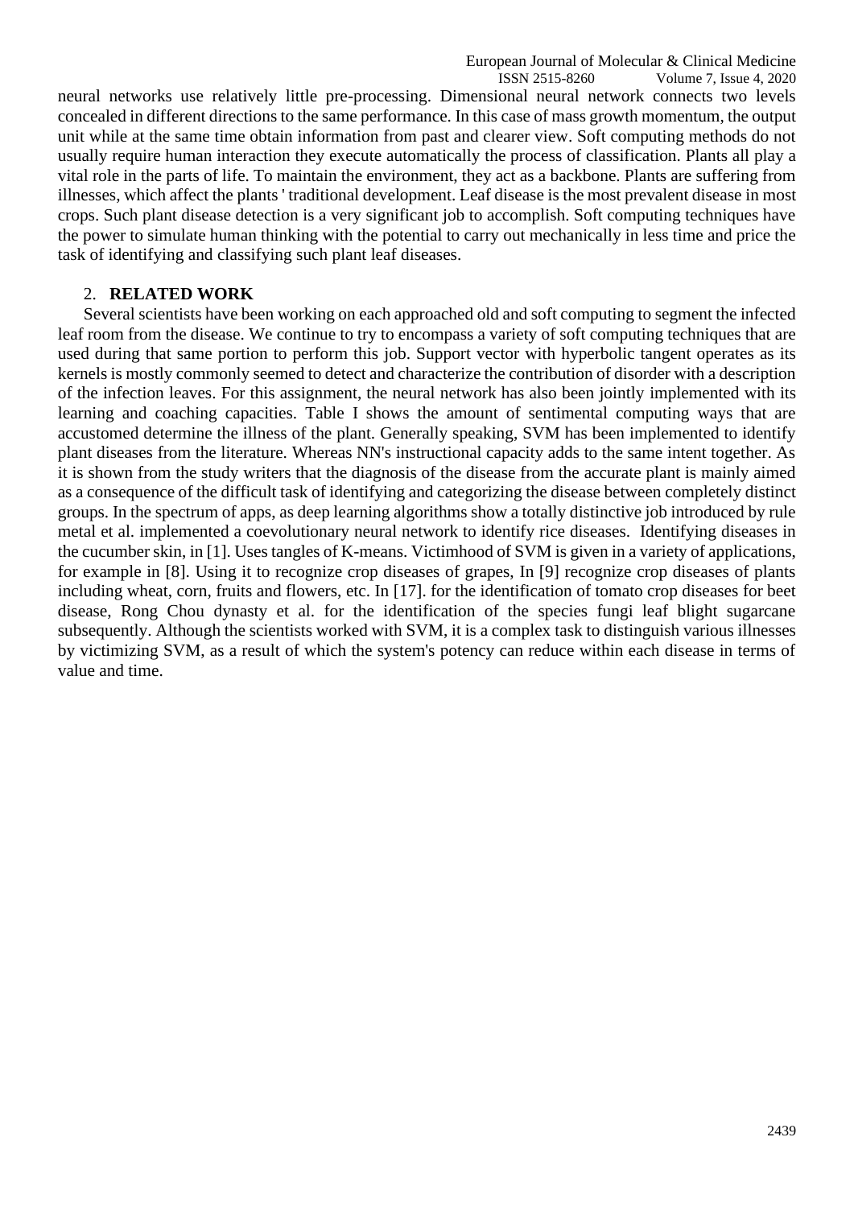neural networks use relatively little pre-processing. Dimensional neural network connects two levels concealed in different directions to the same performance. In this case of mass growth momentum, the output unit while at the same time obtain information from past and clearer view. Soft computing methods do not usually require human interaction they execute automatically the process of classification. Plants all play a vital role in the parts of life. To maintain the environment, they act as a backbone. Plants are suffering from illnesses, which affect the plants ' traditional development. Leaf disease is the most prevalent disease in most crops. Such plant disease detection is a very significant job to accomplish. Soft computing techniques have the power to simulate human thinking with the potential to carry out mechanically in less time and price the task of identifying and classifying such plant leaf diseases.

## 2. **RELATED WORK**

Several scientists have been working on each approached old and soft computing to segment the infected leaf room from the disease. We continue to try to encompass a variety of soft computing techniques that are used during that same portion to perform this job. Support vector with hyperbolic tangent operates as its kernels is mostly commonly seemed to detect and characterize the contribution of disorder with a description of the infection leaves. For this assignment, the neural network has also been jointly implemented with its learning and coaching capacities. Table I shows the amount of sentimental computing ways that are accustomed determine the illness of the plant. Generally speaking, SVM has been implemented to identify plant diseases from the literature. Whereas NN's instructional capacity adds to the same intent together. As it is shown from the study writers that the diagnosis of the disease from the accurate plant is mainly aimed as a consequence of the difficult task of identifying and categorizing the disease between completely distinct groups. In the spectrum of apps, as deep learning algorithms show a totally distinctive job introduced by rule metal et al. implemented a coevolutionary neural network to identify rice diseases. Identifying diseases in the cucumber skin, in [1]. Uses tangles of K-means. Victimhood of SVM is given in a variety of applications, for example in [8]. Using it to recognize crop diseases of grapes, In [9] recognize crop diseases of plants including wheat, corn, fruits and flowers, etc. In [17]. for the identification of tomato crop diseases for beet disease, Rong Chou dynasty et al. for the identification of the species fungi leaf blight sugarcane subsequently. Although the scientists worked with SVM, it is a complex task to distinguish various illnesses by victimizing SVM, as a result of which the system's potency can reduce within each disease in terms of value and time.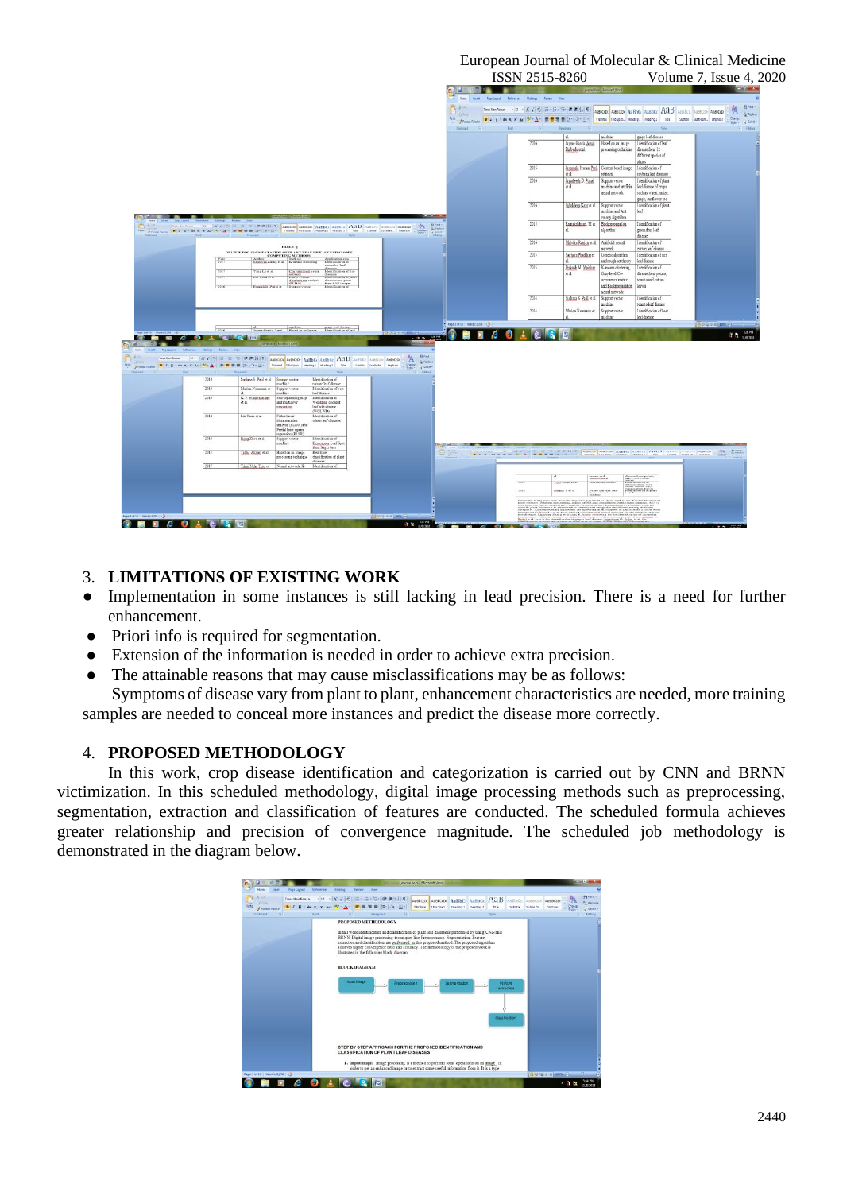## 3. LIMITATIONS OF EXISTING WORK

- Implementation in some instances is still lacking in lead precision. There is a need for further enhancement.
- Priori info is required for segmentation.
- Extension of the information is needed in order to achieve extra precision.
- The attainable reasons that may cause misclassifications may be as follows:

Symptoms of disease vary from plant to plant, enhancement characteristics are needed, more training samples are needed to conceal more instances and predict the disease more correctly.

## 4. PROPOSED METHODOLOGY

In this work, crop disease identification and categorization is carried out by CNN and BRNN victimization. In this scheduled methodology, digital image processing methods such as preprocessing, segmentation, extraction and classification of features are conducted. The scheduled formula achieves greater relationship and precision of convergence magnitude. The scheduled job methodology is demonstrated in the diagram below.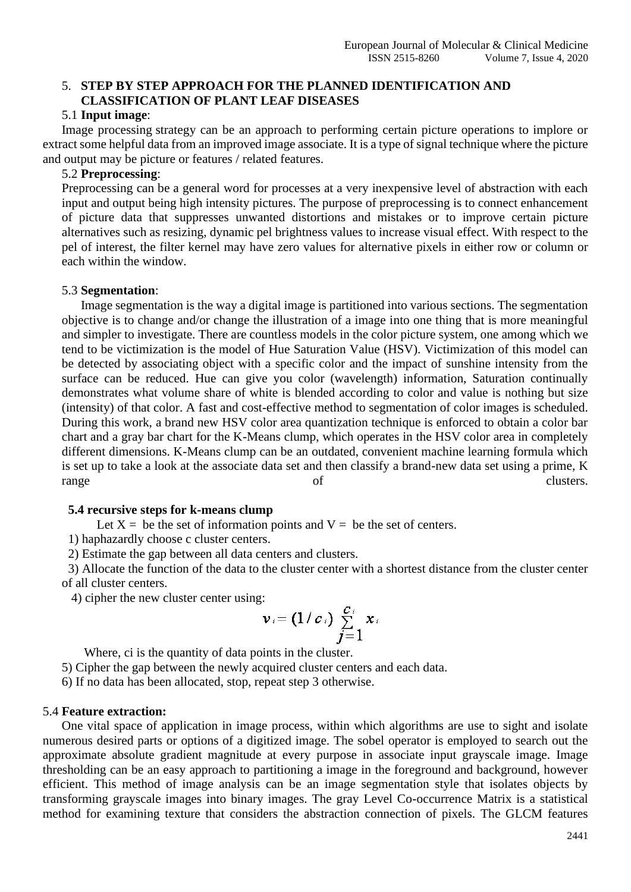## 5. STEP BY STEP APPROACH FOR THE PLANNED IDENTIFICATION AND CLASSIFICATION OF PLANT LEAF DISEASES

### 5.1 Input image:

Image processing strategy can be an approach to performing certain picture operations to implore or extract some helpful data from an improved image associate. It is a type of signal technique where the picture and output may be picture or features / related features.

### 5.2 Preprocessing:

Preprocessing can be a general word for processes at a very inexpensive level of abstraction with each input and output being high intensity pictures. The purpose of preprocessing is to connect enhancement of picture data that suppresses unwanted distortions and mistakes or to improve certain picture alternatives such as resizing, dynamic pel brightness values to increase visual effect. With respect to the pel of interest, the filter kernel may have zero values for alternative pixels in either row or column or each within the window.

### 5.3 Segmentation:

Image segmentation is the way a digital image is partitioned into various sections. The segmentation objective is to change and/or change the illustration of a image into one thing that is more meaningful and simpler to investigate. There are countless models in the color picture system, one among which we tend to be victimization is the model of Hue Saturation Value (HSV). Victimization of this model can be detected by associating object with a specific color and the impact of sunshine intensity from the surface can be reduced. Hue can give you color (wavelength) information, Saturation continually demonstrates what volume share of white is blended according to color and value is nothing but size (intensity) of that color. A fast and cost-effective method to segmentation of color images is scheduled. During this work, a brand new HSV color area quantization technique is enforced to obtain a color bar chart and a gray bar chart for the K-Means clump, which operates in the HSV color area in completely different dimensions. K-Means clump can be an outdated, convenient machine learning formula which is set up to take a look at the associate data set and then classify a brand-new data set using a prime, K range of clusters.

### 5.4 recursive steps for k-means clump

Let X = be the set of information points and V = be the set of centers.

1) haphazardly choose c cluster centers.
2) Estimate the gap between all data centers and clusters.
3) Allocate the function of the data to the cluster center with a shortest distance from the cluster center of all cluster centers.
4) cipher the new cluster center using:

$$v_i = (1/c_i) \sum_{j=1}^{c_i} x_i$$

Where, ci is the quantity of data points in the cluster.

5) Cipher the gap between the newly acquired cluster centers and each data.
6) If no data has been allocated, stop, repeat step 3 otherwise.

### 5.4 Feature extraction:

One vital space of application in image process, within which algorithms are use to sight and isolate numerous desired parts or options of a digitized image. The sobel operator is employed to search out the approximate absolute gradient magnitude at every purpose in associate input grayscale image. Image thresholding can be an easy approach to partitioning a image in the foreground and background, however efficient. This method of image analysis can be an image segmentation style that isolates objects by transforming grayscale images into binary images. The gray Level Co-occurrence Matrix is a statistical method for examining texture that considers the abstraction connection of pixels. The GLCM features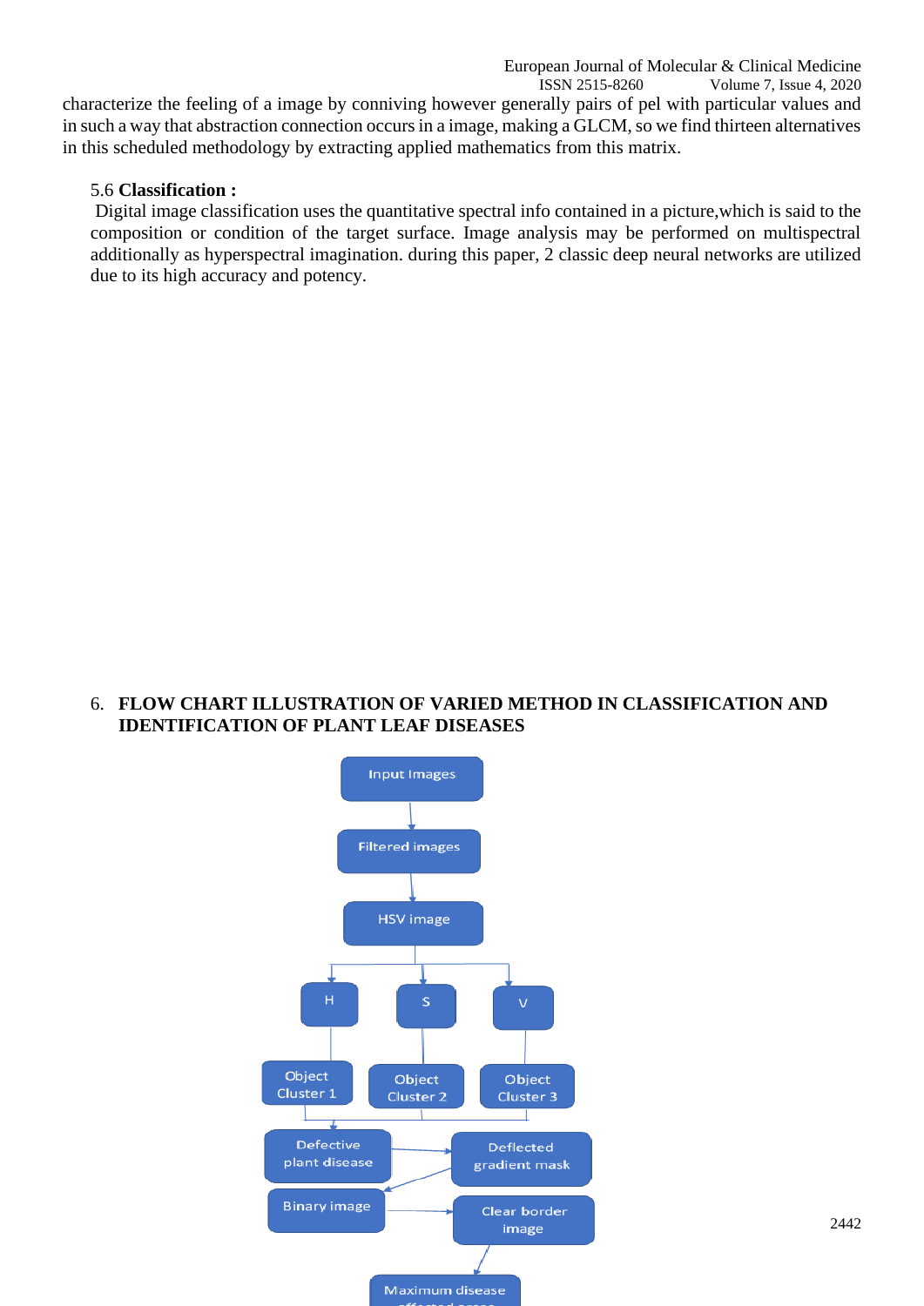characterize the feeling of a image by conniving however generally pairs of pel with particular values and in such a way that abstraction connection occurs in a image, making a GLCM, so we find thirteen alternatives in this scheduled methodology by extracting applied mathematics from this matrix.

5.6 **Classification :**

Digital image classification uses the quantitative spectral info contained in a picture,which is said to the composition or condition of the target surface. Image analysis may be performed on multispectral additionally as hyperspectral imagination. during this paper, 2 classic deep neural networks are utilized due to its high accuracy and potency.

## 6. FLOW CHART ILLUSTRATION OF VARIED METHOD IN CLASSIFICATION AND IDENTIFICATION OF PLANT LEAF DISEASES

Input Images → Filtered images → HSV image → H / S / V

H → Object Cluster 1; S → Object Cluster 2; V → Object Cluster 3

Object Clusters → Defective plant disease → Deflected gradient mask → Binary image → Clear border image → Maximum disease affected areas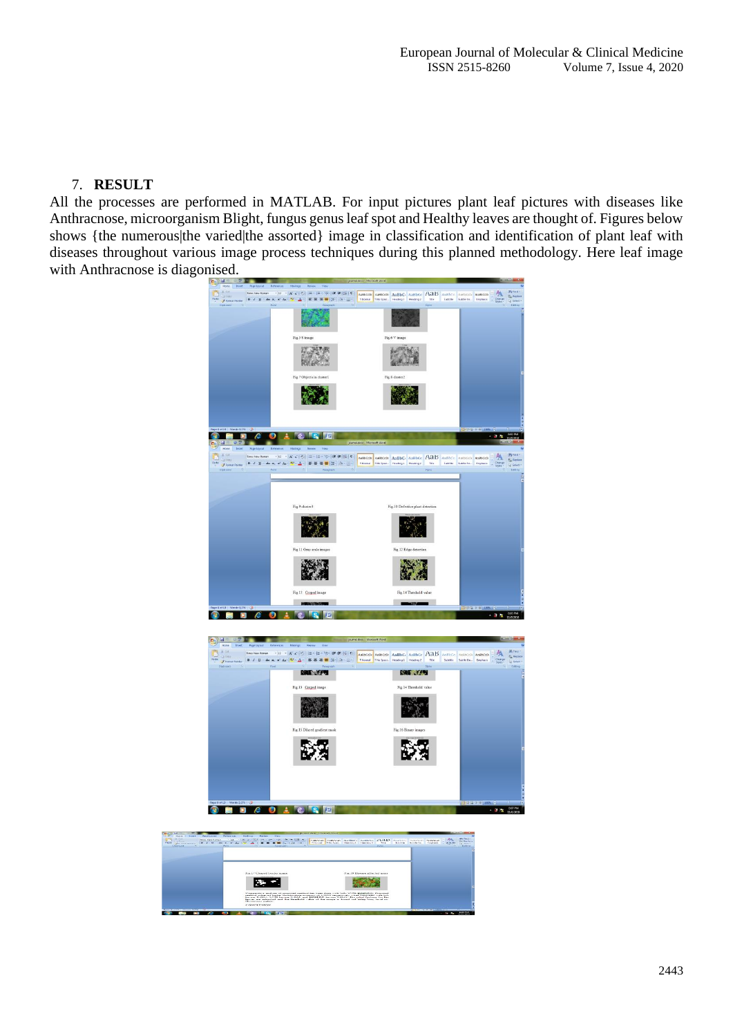## 7. RESULT

All the processes are performed in MATLAB. For input pictures plant leaf pictures with diseases like Anthracnose, microorganism Blight, fungus genus leaf spot and Healthy leaves are thought of. Figures below shows {the numerous|the varied|the assorted} image in classification and identification of plant leaf with diseases throughout various image process techniques during this planned methodology. Here leaf image with Anthracnose is diagonised.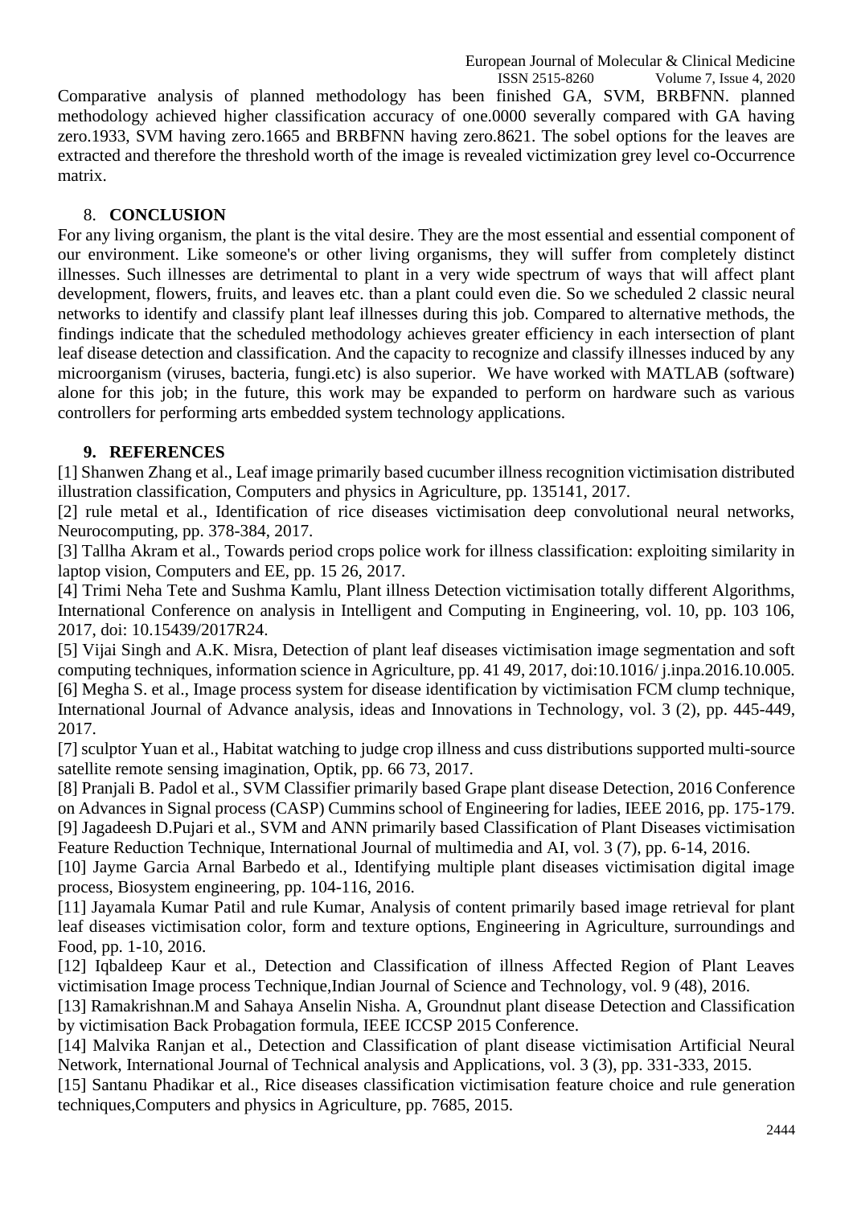Comparative analysis of planned methodology has been finished GA, SVM, BRBFNN. planned methodology achieved higher classification accuracy of one.0000 severally compared with GA having zero.1933, SVM having zero.1665 and BRBFNN having zero.8621. The sobel options for the leaves are extracted and therefore the threshold worth of the image is revealed victimization grey level co-Occurrence matrix.

## 8. CONCLUSION

For any living organism, the plant is the vital desire. They are the most essential and essential component of our environment. Like someone's or other living organisms, they will suffer from completely distinct illnesses. Such illnesses are detrimental to plant in a very wide spectrum of ways that will affect plant development, flowers, fruits, and leaves etc. than a plant could even die. So we scheduled 2 classic neural networks to identify and classify plant leaf illnesses during this job. Compared to alternative methods, the findings indicate that the scheduled methodology achieves greater efficiency in each intersection of plant leaf disease detection and classification. And the capacity to recognize and classify illnesses induced by any microorganism (viruses, bacteria, fungi.etc) is also superior. We have worked with MATLAB (software) alone for this job; in the future, this work may be expanded to perform on hardware such as various controllers for performing arts embedded system technology applications.

## 9. REFERENCES

[1] Shanwen Zhang et al., Leaf image primarily based cucumber illness recognition victimisation distributed illustration classification, Computers and physics in Agriculture, pp. 135141, 2017.

[2] rule metal et al., Identification of rice diseases victimisation deep convolutional neural networks, Neurocomputing, pp. 378-384, 2017.

[3] Tallha Akram et al., Towards period crops police work for illness classification: exploiting similarity in laptop vision, Computers and EE, pp. 15 26, 2017.

[4] Trimi Neha Tete and Sushma Kamlu, Plant illness Detection victimisation totally different Algorithms, International Conference on analysis in Intelligent and Computing in Engineering, vol. 10, pp. 103 106, 2017, doi: 10.15439/2017R24.

[5] Vijai Singh and A.K. Misra, Detection of plant leaf diseases victimisation image segmentation and soft computing techniques, information science in Agriculture, pp. 41 49, 2017, doi:10.1016/ j.inpa.2016.10.005.

[6] Megha S. et al., Image process system for disease identification by victimisation FCM clump technique, International Journal of Advance analysis, ideas and Innovations in Technology, vol. 3 (2), pp. 445-449, 2017.

[7] sculptor Yuan et al., Habitat watching to judge crop illness and cuss distributions supported multi-source satellite remote sensing imagination, Optik, pp. 66 73, 2017.

[8] Pranjali B. Padol et al., SVM Classifier primarily based Grape plant disease Detection, 2016 Conference on Advances in Signal process (CASP) Cummins school of Engineering for ladies, IEEE 2016, pp. 175-179.

[9] Jagadeesh D.Pujari et al., SVM and ANN primarily based Classification of Plant Diseases victimisation Feature Reduction Technique, International Journal of multimedia and AI, vol. 3 (7), pp. 6-14, 2016.

[10] Jayme Garcia Arnal Barbedo et al., Identifying multiple plant diseases victimisation digital image process, Biosystem engineering, pp. 104-116, 2016.

[11] Jayamala Kumar Patil and rule Kumar, Analysis of content primarily based image retrieval for plant leaf diseases victimisation color, form and texture options, Engineering in Agriculture, surroundings and Food, pp. 1-10, 2016.

[12] Iqbaldeep Kaur et al., Detection and Classification of illness Affected Region of Plant Leaves victimisation Image process Technique,Indian Journal of Science and Technology, vol. 9 (48), 2016.

[13] Ramakrishnan.M and Sahaya Anselin Nisha. A, Groundnut plant disease Detection and Classification by victimisation Back Probagation formula, IEEE ICCSP 2015 Conference.

[14] Malvika Ranjan et al., Detection and Classification of plant disease victimisation Artificial Neural Network, International Journal of Technical analysis and Applications, vol. 3 (3), pp. 331-333, 2015.

[15] Santanu Phadikar et al., Rice diseases classification victimisation feature choice and rule generation techniques,Computers and physics in Agriculture, pp. 7685, 2015.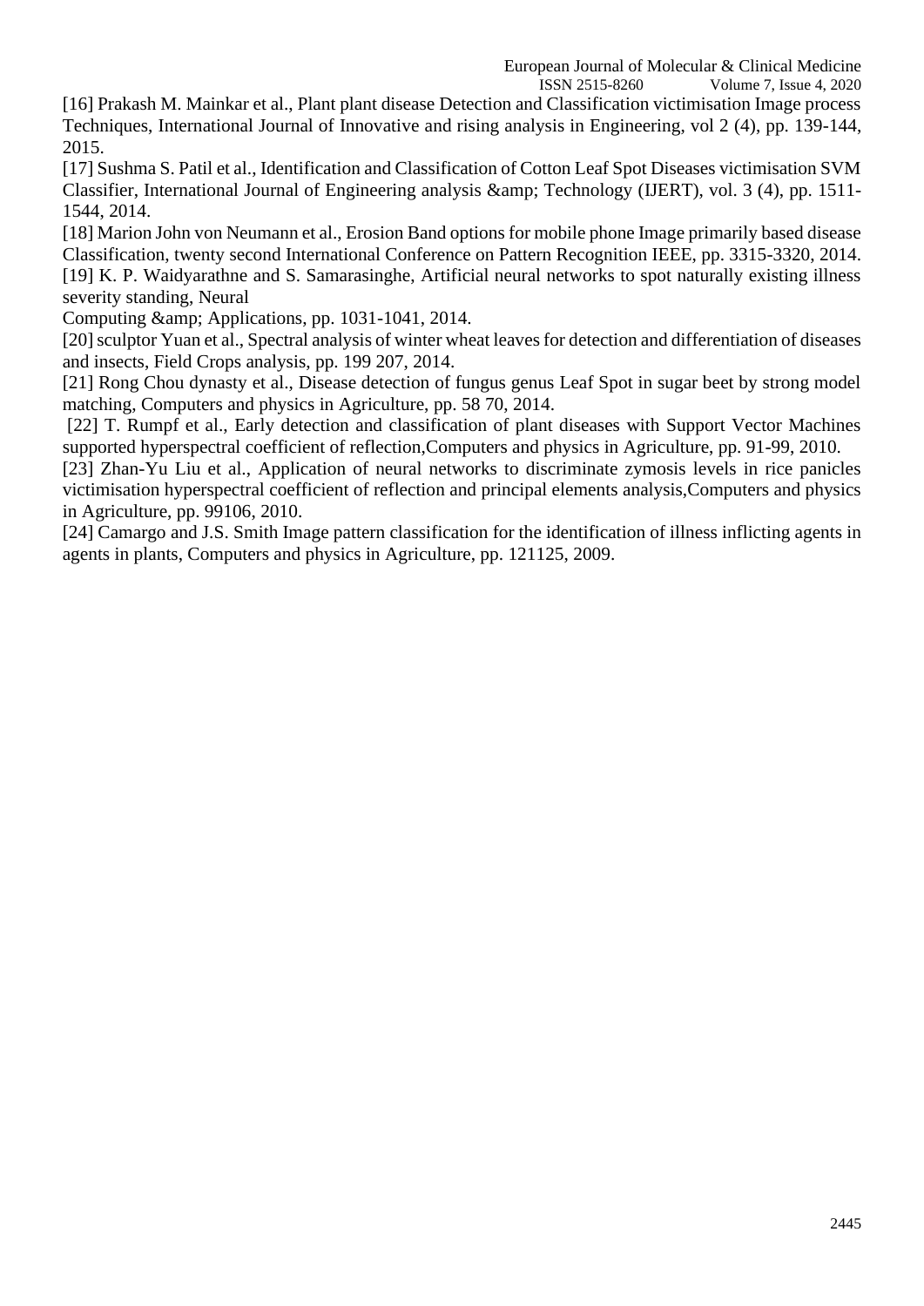[16] Prakash M. Mainkar et al., Plant plant disease Detection and Classification victimisation Image process Techniques, International Journal of Innovative and rising analysis in Engineering, vol 2 (4), pp. 139-144, 2015.

[17] Sushma S. Patil et al., Identification and Classification of Cotton Leaf Spot Diseases victimisation SVM Classifier, International Journal of Engineering analysis &amp; Technology (IJERT), vol. 3 (4), pp. 1511-1544, 2014.

[18] Marion John von Neumann et al., Erosion Band options for mobile phone Image primarily based disease Classification, twenty second International Conference on Pattern Recognition IEEE, pp. 3315-3320, 2014.

[19] K. P. Waidyarathne and S. Samarasinghe, Artificial neural networks to spot naturally existing illness severity standing, Neural

Computing &amp; Applications, pp. 1031-1041, 2014.

[20] sculptor Yuan et al., Spectral analysis of winter wheat leaves for detection and differentiation of diseases and insects, Field Crops analysis, pp. 199 207, 2014.

[21] Rong Chou dynasty et al., Disease detection of fungus genus Leaf Spot in sugar beet by strong model matching, Computers and physics in Agriculture, pp. 58 70, 2014.

[22] T. Rumpf et al., Early detection and classification of plant diseases with Support Vector Machines supported hyperspectral coefficient of reflection,Computers and physics in Agriculture, pp. 91-99, 2010.

[23] Zhan-Yu Liu et al., Application of neural networks to discriminate zymosis levels in rice panicles victimisation hyperspectral coefficient of reflection and principal elements analysis,Computers and physics in Agriculture, pp. 99106, 2010.

[24] Camargo and J.S. Smith Image pattern classification for the identification of illness inflicting agents in agents in plants, Computers and physics in Agriculture, pp. 121125, 2009.